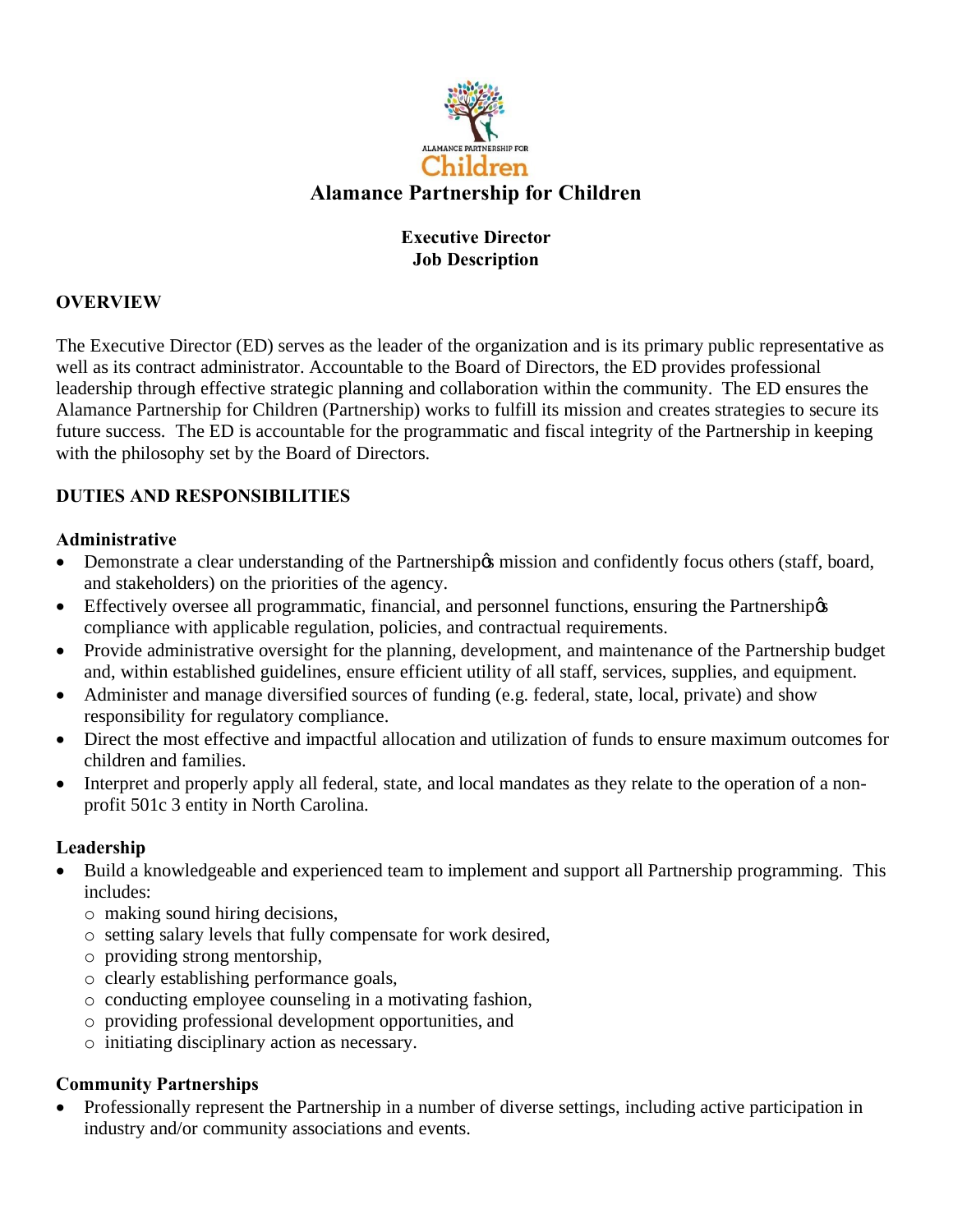ALAMANCE PARTNERSHIP FOR

Children

# Alamance Partnership for Children

## Executive Director
## Job Description

### OVERVIEW

The Executive Director (ED) serves as the leader of the organization and is its primary public representative as well as its contract administrator. Accountable to the Board of Directors, the ED provides professional leadership through effective strategic planning and collaboration within the community. The ED ensures the Alamance Partnership for Children (Partnership) works to fulfill its mission and creates strategies to secure its future success. The ED is accountable for the programmatic and fiscal integrity of the Partnership in keeping with the philosophy set by the Board of Directors.

### DUTIES AND RESPONSIBILITIES

**Administrative**

- Demonstrate a clear understanding of the Partnershipǿs mission and confidently focus others (staff, board, and stakeholders) on the priorities of the agency.
- Effectively oversee all programmatic, financial, and personnel functions, ensuring the Partnershipǿs compliance with applicable regulation, policies, and contractual requirements.
- Provide administrative oversight for the planning, development, and maintenance of the Partnership budget and, within established guidelines, ensure efficient utility of all staff, services, supplies, and equipment.
- Administer and manage diversified sources of funding (e.g. federal, state, local, private) and show responsibility for regulatory compliance.
- Direct the most effective and impactful allocation and utilization of funds to ensure maximum outcomes for children and families.
- Interpret and properly apply all federal, state, and local mandates as they relate to the operation of a non-profit 501c 3 entity in North Carolina.

**Leadership**

- Build a knowledgeable and experienced team to implement and support all Partnership programming. This includes:
  - making sound hiring decisions,
  - setting salary levels that fully compensate for work desired,
  - providing strong mentorship,
  - clearly establishing performance goals,
  - conducting employee counseling in a motivating fashion,
  - providing professional development opportunities, and
  - initiating disciplinary action as necessary.

**Community Partnerships**

- Professionally represent the Partnership in a number of diverse settings, including active participation in industry and/or community associations and events.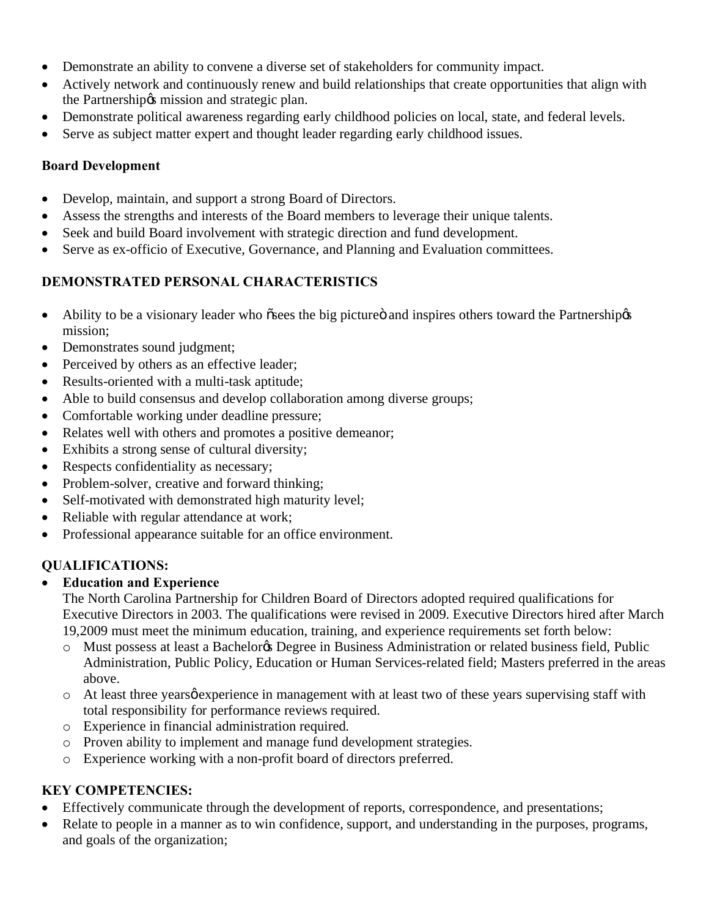- Demonstrate an ability to convene a diverse set of stakeholders for community impact.
- Actively network and continuously renew and build relationships that create opportunities that align with the Partnershipøs mission and strategic plan.
- Demonstrate political awareness regarding early childhood policies on local, state, and federal levels.
- Serve as subject matter expert and thought leader regarding early childhood issues.

**Board Development**

- Develop, maintain, and support a strong Board of Directors.
- Assess the strengths and interests of the Board members to leverage their unique talents.
- Seek and build Board involvement with strategic direction and fund development.
- Serve as ex-officio of Executive, Governance, and Planning and Evaluation committees.

**DEMONSTRATED PERSONAL CHARACTERISTICS**

- Ability to be a visionary leader who õsees the big pictureö and inspires others toward the Partnershipøs mission;
- Demonstrates sound judgment;
- Perceived by others as an effective leader;
- Results-oriented with a multi-task aptitude;
- Able to build consensus and develop collaboration among diverse groups;
- Comfortable working under deadline pressure;
- Relates well with others and promotes a positive demeanor;
- Exhibits a strong sense of cultural diversity;
- Respects confidentiality as necessary;
- Problem-solver, creative and forward thinking;
- Self-motivated with demonstrated high maturity level;
- Reliable with regular attendance at work;
- Professional appearance suitable for an office environment.

**QUALIFICATIONS:**

- **Education and Experience**
  The North Carolina Partnership for Children Board of Directors adopted required qualifications for Executive Directors in 2003. The qualifications were revised in 2009. Executive Directors hired after March 19,2009 must meet the minimum education, training, and experience requirements set forth below:
  - Must possess at least a Bachelorøs Degree in Business Administration or related business field, Public Administration, Public Policy, Education or Human Services-related field; Masters preferred in the areas above.
  - At least three yearsø experience in management with at least two of these years supervising staff with total responsibility for performance reviews required.
  - Experience in financial administration required.
  - Proven ability to implement and manage fund development strategies.
  - Experience working with a non-profit board of directors preferred.

**KEY COMPETENCIES:**

- Effectively communicate through the development of reports, correspondence, and presentations;
- Relate to people in a manner as to win confidence, support, and understanding in the purposes, programs, and goals of the organization;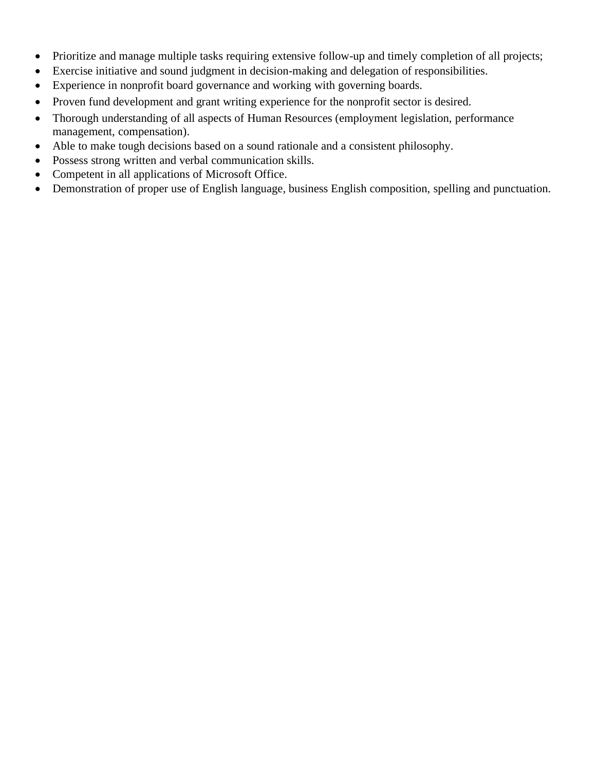- Prioritize and manage multiple tasks requiring extensive follow-up and timely completion of all projects;
- Exercise initiative and sound judgment in decision-making and delegation of responsibilities.
- Experience in nonprofit board governance and working with governing boards.
- Proven fund development and grant writing experience for the nonprofit sector is desired.
- Thorough understanding of all aspects of Human Resources (employment legislation, performance management, compensation).
- Able to make tough decisions based on a sound rationale and a consistent philosophy.
- Possess strong written and verbal communication skills.
- Competent in all applications of Microsoft Office.
- Demonstration of proper use of English language, business English composition, spelling and punctuation.